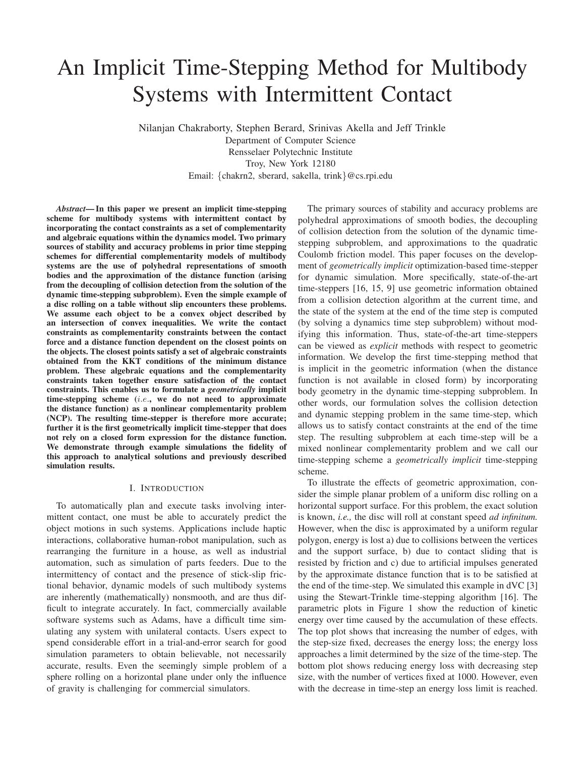# An Implicit Time-Stepping Method for Multibody Systems with Intermittent Contact

Nilanjan Chakraborty, Stephen Berard, Srinivas Akella and Jeff Trinkle
Department of Computer Science
Rensselaer Polytechnic Institute
Troy, New York 12180
Email: {chakrn2, sberard, sakella, trink}@cs.rpi.edu

***Abstract*— In this paper we present an implicit time-stepping scheme for multibody systems with intermittent contact by incorporating the contact constraints as a set of complementarity and algebraic equations within the dynamics model. Two primary sources of stability and accuracy problems in prior time stepping schemes for differential complementarity models of multibody systems are the use of polyhedral representations of smooth bodies and the approximation of the distance function (arising from the decoupling of collision detection from the solution of the dynamic time-stepping subproblem). Even the simple example of a disc rolling on a table without slip encounters these problems. We assume each object to be a convex object described by an intersection of convex inequalities. We write the contact constraints as complementarity constraints between the contact force and a distance function dependent on the closest points on the objects. The closest points satisfy a set of algebraic constraints obtained from the KKT conditions of the minimum distance problem. These algebraic equations and the complementarity constraints taken together ensure satisfaction of the contact constraints. This enables us to formulate a *geometrically* implicit time-stepping scheme (*i.e.*, we do not need to approximate the distance function) as a nonlinear complementarity problem (NCP). The resulting time-stepper is therefore more accurate; further it is the first geometrically implicit time-stepper that does not rely on a closed form expression for the distance function. We demonstrate through example simulations the fidelity of this approach to analytical solutions and previously described simulation results.**

## I. Introduction

To automatically plan and execute tasks involving intermittent contact, one must be able to accurately predict the object motions in such systems. Applications include haptic interactions, collaborative human-robot manipulation, such as rearranging the furniture in a house, as well as industrial automation, such as simulation of parts feeders. Due to the intermittency of contact and the presence of stick-slip frictional behavior, dynamic models of such multibody systems are inherently (mathematically) nonsmooth, and are thus difficult to integrate accurately. In fact, commercially available software systems such as Adams, have a difficult time simulating any system with unilateral contacts. Users expect to spend considerable effort in a trial-and-error search for good simulation parameters to obtain believable, not necessarily accurate, results. Even the seemingly simple problem of a sphere rolling on a horizontal plane under only the influence of gravity is challenging for commercial simulators.

The primary sources of stability and accuracy problems are polyhedral approximations of smooth bodies, the decoupling of collision detection from the solution of the dynamic time-stepping subproblem, and approximations to the quadratic Coulomb friction model. This paper focuses on the development of *geometrically implicit* optimization-based time-stepper for dynamic simulation. More specifically, state-of-the-art time-steppers [16, 15, 9] use geometric information obtained from a collision detection algorithm at the current time, and the state of the system at the end of the time step is computed (by solving a dynamics time step subproblem) without modifying this information. Thus, state-of-the-art time-steppers can be viewed as *explicit* methods with respect to geometric information. We develop the first time-stepping method that is implicit in the geometric information (when the distance function is not available in closed form) by incorporating body geometry in the dynamic time-stepping subproblem. In other words, our formulation solves the collision detection and dynamic stepping problem in the same time-step, which allows us to satisfy contact constraints at the end of the time step. The resulting subproblem at each time-step will be a mixed nonlinear complementarity problem and we call our time-stepping scheme a *geometrically implicit* time-stepping scheme.

To illustrate the effects of geometric approximation, consider the simple planar problem of a uniform disc rolling on a horizontal support surface. For this problem, the exact solution is known, *i.e.,* the disc will roll at constant speed *ad infinitum.* However, when the disc is approximated by a uniform regular polygon, energy is lost a) due to collisions between the vertices and the support surface, b) due to contact sliding that is resisted by friction and c) due to artificial impulses generated by the approximate distance function that is to be satisfied at the end of the time-step. We simulated this example in dVC [3] using the Stewart-Trinkle time-stepping algorithm [16]. The parametric plots in Figure 1 show the reduction of kinetic energy over time caused by the accumulation of these effects. The top plot shows that increasing the number of edges, with the step-size fixed, decreases the energy loss; the energy loss approaches a limit determined by the size of the time-step. The bottom plot shows reducing energy loss with decreasing step size, with the number of vertices fixed at 1000. However, even with the decrease in time-step an energy loss limit is reached.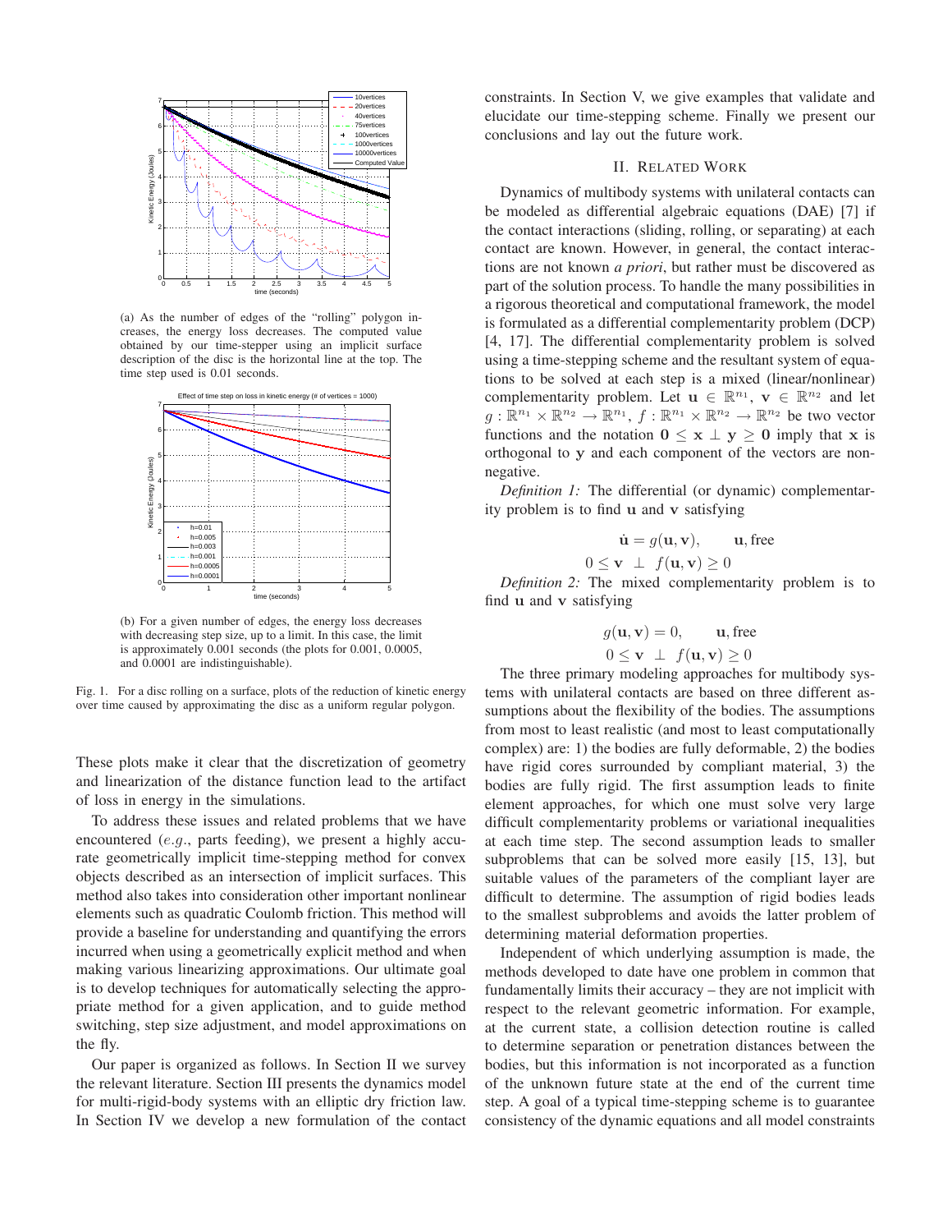(a) As the number of edges of the "rolling" polygon increases, the energy loss decreases. The computed value obtained by our time-stepper using an implicit surface description of the disc is the horizontal line at the top. The time step used is 0.01 seconds.

(b) For a given number of edges, the energy loss decreases with decreasing step size, up to a limit. In this case, the limit is approximately 0.001 seconds (the plots for 0.001, 0.0005, and 0.0001 are indistinguishable).

Fig. 1. For a disc rolling on a surface, plots of the reduction of kinetic energy over time caused by approximating the disc as a uniform regular polygon.

These plots make it clear that the discretization of geometry and linearization of the distance function lead to the artifact of loss in energy in the simulations.

To address these issues and related problems that we have encountered (*e.g.*, parts feeding), we present a highly accurate geometrically implicit time-stepping method for convex objects described as an intersection of implicit surfaces. This method also takes into consideration other important nonlinear elements such as quadratic Coulomb friction. This method will provide a baseline for understanding and quantifying the errors incurred when using a geometrically explicit method and when making various linearizing approximations. Our ultimate goal is to develop techniques for automatically selecting the appropriate method for a given application, and to guide method switching, step size adjustment, and model approximations on the fly.

Our paper is organized as follows. In Section II we survey the relevant literature. Section III presents the dynamics model for multi-rigid-body systems with an elliptic dry friction law. In Section IV we develop a new formulation of the contact constraints. In Section V, we give examples that validate and elucidate our time-stepping scheme. Finally we present our conclusions and lay out the future work.

## II. Related Work

Dynamics of multibody systems with unilateral contacts can be modeled as differential algebraic equations (DAE) [7] if the contact interactions (sliding, rolling, or separating) at each contact are known. However, in general, the contact interactions are not known *a priori*, but rather must be discovered as part of the solution process. To handle the many possibilities in a rigorous theoretical and computational framework, the model is formulated as a differential complementarity problem (DCP) [4, 17]. The differential complementarity problem is solved using a time-stepping scheme and the resultant system of equations to be solved at each step is a mixed (linear/nonlinear) complementarity problem. Let $\mathbf{u} \in \mathbb{R}^{n_1}$, $\mathbf{v} \in \mathbb{R}^{n_2}$ and let $g : \mathbb{R}^{n_1} \times \mathbb{R}^{n_2} \rightarrow \mathbb{R}^{n_1}$, $f : \mathbb{R}^{n_1} \times \mathbb{R}^{n_2} \rightarrow \mathbb{R}^{n_2}$ be two vector functions and the notation $\mathbf{0} \leq \mathbf{x} \perp \mathbf{y} \geq \mathbf{0}$ imply that $\mathbf{x}$ is orthogonal to $\mathbf{y}$ and each component of the vectors are non-negative.

*Definition 1:* The differential (or dynamic) complementarity problem is to find $\mathbf{u}$ and $\mathbf{v}$ satisfying

$$
\begin{aligned}
\dot{\mathbf{u}} = g(\mathbf{u}, \mathbf{v}), \qquad & \mathbf{u}, \text{free} \\
0 \leq \mathbf{v} \ \perp \ f(\mathbf{u}, \mathbf{v}) \geq 0 &
\end{aligned}
$$

*Definition 2:* The mixed complementarity problem is to find $\mathbf{u}$ and $\mathbf{v}$ satisfying

$$
\begin{aligned}
g(\mathbf{u}, \mathbf{v}) = 0, \qquad & \mathbf{u}, \text{free} \\
0 \leq \mathbf{v} \ \perp \ f(\mathbf{u}, \mathbf{v}) \geq 0 &
\end{aligned}
$$

The three primary modeling approaches for multibody systems with unilateral contacts are based on three different assumptions about the flexibility of the bodies. The assumptions from most to least realistic (and most to least computationally complex) are: 1) the bodies are fully deformable, 2) the bodies have rigid cores surrounded by compliant material, 3) the bodies are fully rigid. The first assumption leads to finite element approaches, for which one must solve very large difficult complementarity problems or variational inequalities at each time step. The second assumption leads to smaller subproblems that can be solved more easily [15, 13], but suitable values of the parameters of the compliant layer are difficult to determine. The assumption of rigid bodies leads to the smallest subproblems and avoids the latter problem of determining material deformation properties.

Independent of which underlying assumption is made, the methods developed to date have one problem in common that fundamentally limits their accuracy – they are not implicit with respect to the relevant geometric information. For example, at the current state, a collision detection routine is called to determine separation or penetration distances between the bodies, but this information is not incorporated as a function of the unknown future state at the end of the current time step. A goal of a typical time-stepping scheme is to guarantee consistency of the dynamic equations and all model constraints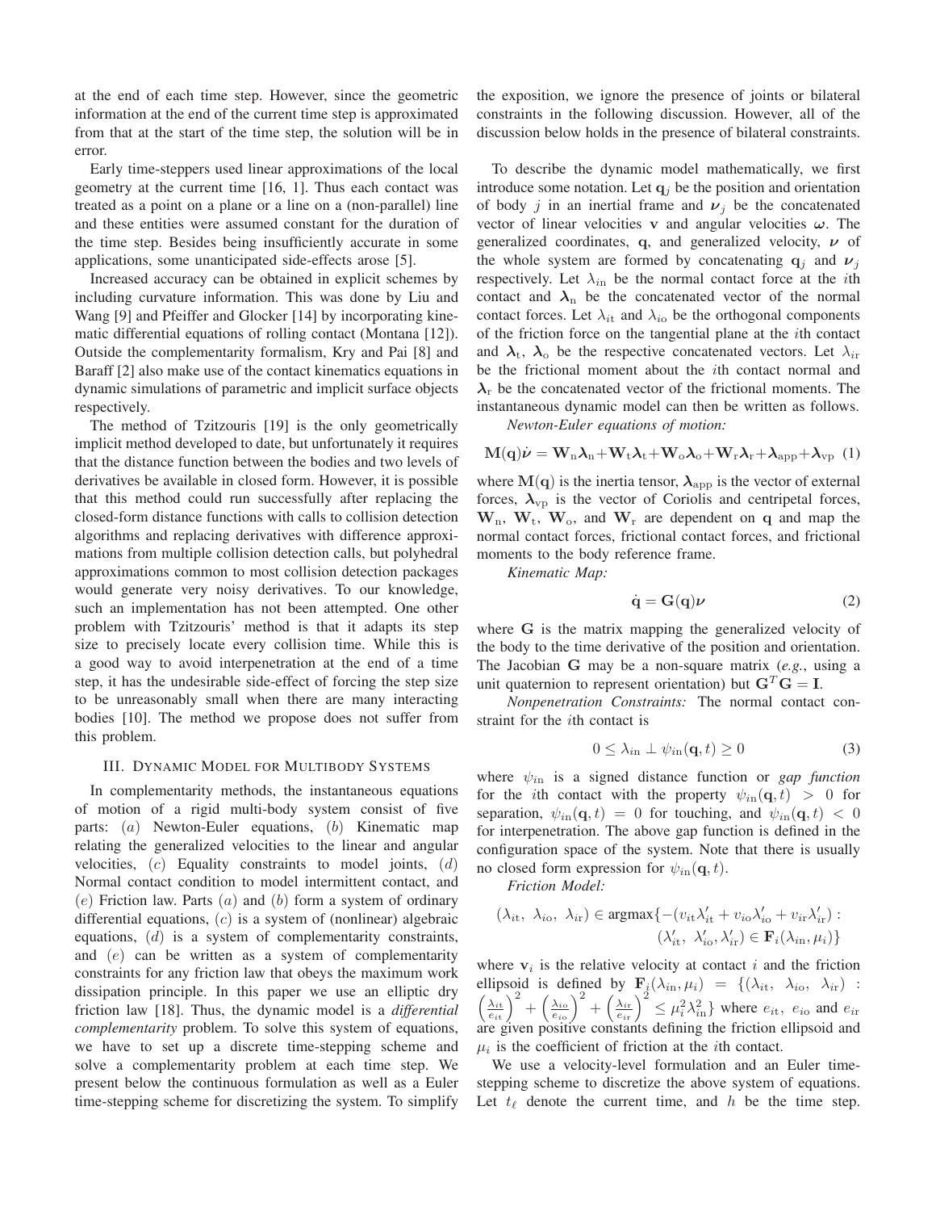at the end of each time step. However, since the geometric information at the end of the current time step is approximated from that at the start of the time step, the solution will be in error.

Early time-steppers used linear approximations of the local geometry at the current time [16, 1]. Thus each contact was treated as a point on a plane or a line on a (non-parallel) line and these entities were assumed constant for the duration of the time step. Besides being insufficiently accurate in some applications, some unanticipated side-effects arose [5].

Increased accuracy can be obtained in explicit schemes by including curvature information. This was done by Liu and Wang [9] and Pfeiffer and Glocker [14] by incorporating kinematic differential equations of rolling contact (Montana [12]). Outside the complementarity formalism, Kry and Pai [8] and Baraff [2] also make use of the contact kinematics equations in dynamic simulations of parametric and implicit surface objects respectively.

The method of Tzitzouris [19] is the only geometrically implicit method developed to date, but unfortunately it requires that the distance function between the bodies and two levels of derivatives be available in closed form. However, it is possible that this method could run successfully after replacing the closed-form distance functions with calls to collision detection algorithms and replacing derivatives with difference approximations from multiple collision detection calls, but polyhedral approximations common to most collision detection packages would generate very noisy derivatives. To our knowledge, such an implementation has not been attempted. One other problem with Tzitzouris' method is that it adapts its step size to precisely locate every collision time. While this is a good way to avoid interpenetration at the end of a time step, it has the undesirable side-effect of forcing the step size to be unreasonably small when there are many interacting bodies [10]. The method we propose does not suffer from this problem.

## III. Dynamic Model for Multibody Systems

In complementarity methods, the instantaneous equations of motion of a rigid multi-body system consist of five parts: $(a)$ Newton-Euler equations, $(b)$ Kinematic map relating the generalized velocities to the linear and angular velocities, $(c)$ Equality constraints to model joints, $(d)$ Normal contact condition to model intermittent contact, and $(e)$ Friction law. Parts $(a)$ and $(b)$ form a system of ordinary differential equations, $(c)$ is a system of (nonlinear) algebraic equations, $(d)$ is a system of complementarity constraints, and $(e)$ can be written as a system of complementarity constraints for any friction law that obeys the maximum work dissipation principle. In this paper we use an elliptic dry friction law [18]. Thus, the dynamic model is a *differential complementarity* problem. To solve this system of equations, we have to set up a discrete time-stepping scheme and solve a complementarity problem at each time step. We present below the continuous formulation as well as a Euler time-stepping scheme for discretizing the system. To simplify the exposition, we ignore the presence of joints or bilateral constraints in the following discussion. However, all of the discussion below holds in the presence of bilateral constraints.

To describe the dynamic model mathematically, we first introduce some notation. Let $\mathbf{q}_j$ be the position and orientation of body $j$ in an inertial frame and $\boldsymbol{\nu}_j$ be the concatenated vector of linear velocities $\mathbf{v}$ and angular velocities $\boldsymbol{\omega}$. The generalized coordinates, $\mathbf{q}$, and generalized velocity, $\boldsymbol{\nu}$ of the whole system are formed by concatenating $\mathbf{q}_j$ and $\boldsymbol{\nu}_j$ respectively. Let $\lambda_{in}$ be the normal contact force at the $i$th contact and $\boldsymbol{\lambda}_{\rm n}$ be the concatenated vector of the normal contact forces. Let $\lambda_{it}$ and $\lambda_{io}$ be the orthogonal components of the friction force on the tangential plane at the $i$th contact and $\boldsymbol{\lambda}_{\rm t}$, $\boldsymbol{\lambda}_{\rm o}$ be the respective concatenated vectors. Let $\lambda_{ir}$ be the frictional moment about the $i$th contact normal and $\boldsymbol{\lambda}_{\rm r}$ be the concatenated vector of the frictional moments. The instantaneous dynamic model can then be written as follows.

*Newton-Euler equations of motion:*

$$\mathbf{M}(\mathbf{q})\dot{\boldsymbol{\nu}} = \mathbf{W}_{\rm n}\boldsymbol{\lambda}_{\rm n}+\mathbf{W}_{\rm t}\boldsymbol{\lambda}_{\rm t}+\mathbf{W}_{\rm o}\boldsymbol{\lambda}_{\rm o}+\mathbf{W}_{\rm r}\boldsymbol{\lambda}_{\rm r}+\boldsymbol{\lambda}_{\rm app}+\boldsymbol{\lambda}_{\rm vp} \quad (1)$$

where $\mathbf{M}(\mathbf{q})$ is the inertia tensor, $\boldsymbol{\lambda}_{\rm app}$ is the vector of external forces, $\boldsymbol{\lambda}_{\rm vp}$ is the vector of Coriolis and centripetal forces, $\mathbf{W}_{\rm n}$, $\mathbf{W}_{\rm t}$, $\mathbf{W}_{\rm o}$, and $\mathbf{W}_{\rm r}$ are dependent on $\mathbf{q}$ and map the normal contact forces, frictional contact forces, and frictional moments to the body reference frame.

*Kinematic Map:*

$$\dot{\mathbf{q}} = \mathbf{G}(\mathbf{q})\boldsymbol{\nu} \quad (2)$$

where $\mathbf{G}$ is the matrix mapping the generalized velocity of the body to the time derivative of the position and orientation. The Jacobian $\mathbf{G}$ may be a non-square matrix (*e.g.*, using a unit quaternion to represent orientation) but $\mathbf{G}^T\mathbf{G} = \mathbf{I}$.

*Nonpenetration Constraints:* The normal contact constraint for the $i$th contact is

$$0 \leq \lambda_{in} \perp \psi_{in}(\mathbf{q}, t) \geq 0 \quad (3)$$

where $\psi_{in}$ is a signed distance function or *gap function* for the $i$th contact with the property $\psi_{in}(\mathbf{q}, t) > 0$ for separation, $\psi_{in}(\mathbf{q}, t) = 0$ for touching, and $\psi_{in}(\mathbf{q}, t) < 0$ for interpenetration. The above gap function is defined in the configuration space of the system. Note that there is usually no closed form expression for $\psi_{in}(\mathbf{q}, t)$.

*Friction Model:*

$$(\lambda_{it},\ \lambda_{io},\ \lambda_{ir}) \in \text{argmax}\{-(v_{it}\lambda'_{it} + v_{io}\lambda'_{io} + v_{ir}\lambda'_{ir}) : (\lambda'_{it},\ \lambda'_{io}, \lambda'_{ir}) \in \mathbf{F}_i(\lambda_{in}, \mu_i)\}$$

where $\mathbf{v}_i$ is the relative velocity at contact $i$ and the friction ellipsoid is defined by $\mathbf{F}_i(\lambda_{in}, \mu_i) = \{(\lambda_{it},\ \lambda_{io},\ \lambda_{ir}) : \left(\frac{\lambda_{it}}{e_{it}}\right)^2 + \left(\frac{\lambda_{io}}{e_{io}}\right)^2 + \left(\frac{\lambda_{ir}}{e_{ir}}\right)^2 \leq \mu_i^2\lambda_{in}^2\}$ where $e_{it}$, $e_{io}$ and $e_{ir}$ are given positive constants defining the friction ellipsoid and $\mu_i$ is the coefficient of friction at the $i$th contact.

We use a velocity-level formulation and an Euler time-stepping scheme to discretize the above system of equations. Let $t_\ell$ denote the current time, and $h$ be the time step.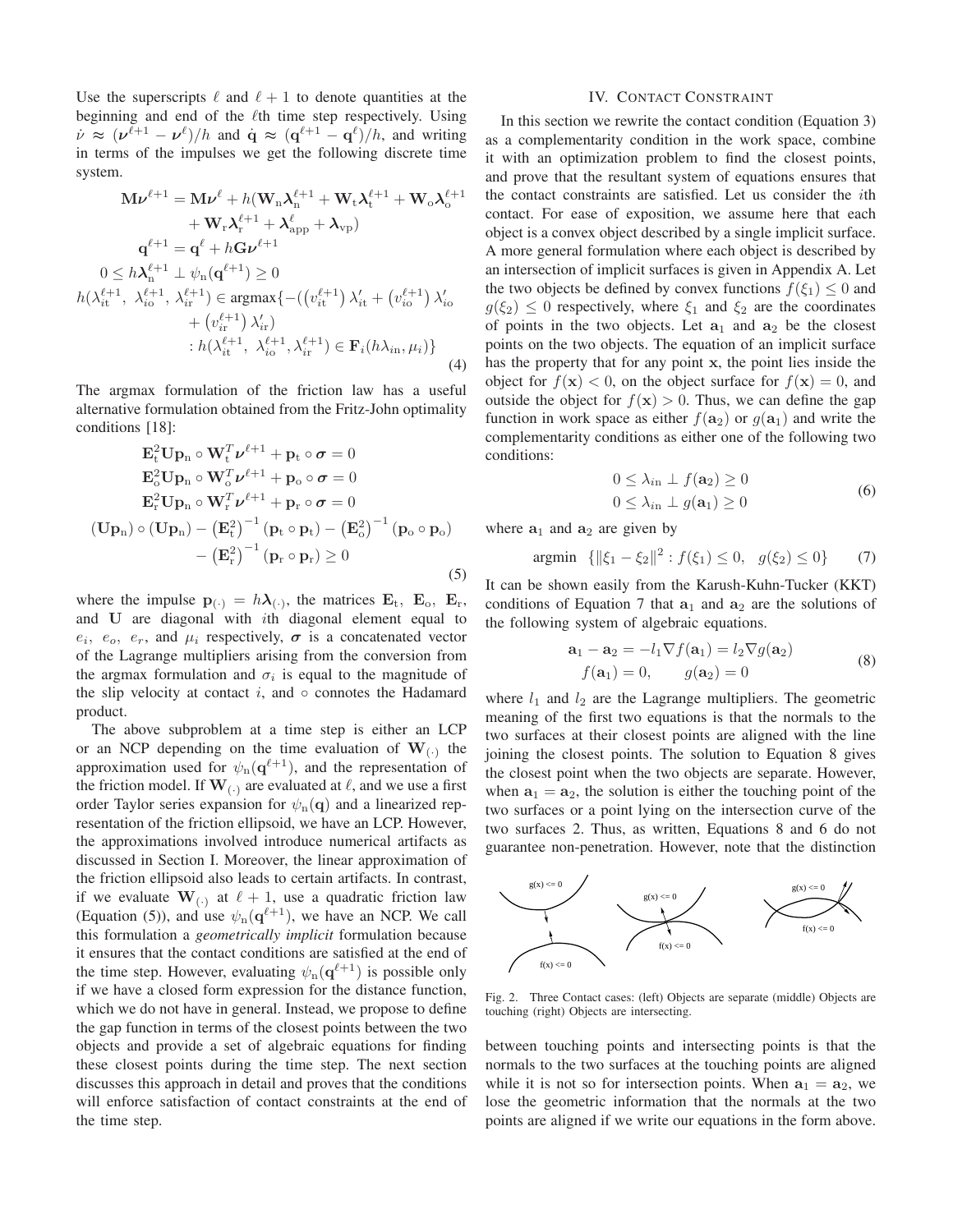Use the superscripts $\ell$ and $\ell+1$ to denote quantities at the beginning and end of the $\ell$th time step respectively. Using $\dot{\nu} \approx (\boldsymbol{\nu}^{\ell+1} - \boldsymbol{\nu}^{\ell})/h$ and $\dot{\mathbf{q}} \approx (\mathbf{q}^{\ell+1} - \mathbf{q}^{\ell})/h$, and writing in terms of the impulses we get the following discrete time system.

$$
\begin{aligned}
\mathbf{M}\boldsymbol{\nu}^{\ell+1} &= \mathbf{M}\boldsymbol{\nu}^{\ell} + h(\mathbf{W}_{\mathrm{n}}\boldsymbol{\lambda}_{\mathrm{n}}^{\ell+1} + \mathbf{W}_{\mathrm{t}}\boldsymbol{\lambda}_{\mathrm{t}}^{\ell+1} + \mathbf{W}_{\mathrm{o}}\boldsymbol{\lambda}_{\mathrm{o}}^{\ell+1} \\
&\quad + \mathbf{W}_{\mathrm{r}}\boldsymbol{\lambda}_{\mathrm{r}}^{\ell+1} + \boldsymbol{\lambda}_{\mathrm{app}}^{\ell} + \boldsymbol{\lambda}_{\mathrm{vp}}) \\
\mathbf{q}^{\ell+1} &= \mathbf{q}^{\ell} + h\mathbf{G}\boldsymbol{\nu}^{\ell+1} \\
0 \leq h\boldsymbol{\lambda}_{\mathrm{n}}^{\ell+1} &\perp \psi_{\mathrm{n}}(\mathbf{q}^{\ell+1}) \geq 0 \\
h(\lambda_{it}^{\ell+1},\ \lambda_{io}^{\ell+1},\ \lambda_{ir}^{\ell+1}) &\in \mathrm{argmax}\{-\big(\big(v_{it}^{\ell+1}\big)\,\lambda_{it}' + \big(v_{io}^{\ell+1}\big)\,\lambda_{io}' \\
&\quad + \big(v_{ir}^{\ell+1}\big)\,\lambda_{ir}'\big) \\
&\quad : h(\lambda_{it}^{\ell+1},\ \lambda_{io}^{\ell+1}, \lambda_{ir}^{\ell+1}) \in \mathbf{F}_i(h\lambda_{in}, \mu_i)\}
\end{aligned}
\tag{4}
$$

The argmax formulation of the friction law has a useful alternative formulation obtained from the Fritz-John optimality conditions [18]:

$$
\begin{aligned}
\mathbf{E}_{\mathrm{t}}^2\mathbf{U}\mathbf{p}_{\mathrm{n}} \circ \mathbf{W}_{\mathrm{t}}^T\boldsymbol{\nu}^{\ell+1} + \mathbf{p}_{\mathrm{t}} \circ \boldsymbol{\sigma} &= 0 \\
\mathbf{E}_{\mathrm{o}}^2\mathbf{U}\mathbf{p}_{\mathrm{n}} \circ \mathbf{W}_{\mathrm{o}}^T\boldsymbol{\nu}^{\ell+1} + \mathbf{p}_{\mathrm{o}} \circ \boldsymbol{\sigma} &= 0 \\
\mathbf{E}_{\mathrm{r}}^2\mathbf{U}\mathbf{p}_{\mathrm{n}} \circ \mathbf{W}_{\mathrm{r}}^T\boldsymbol{\nu}^{\ell+1} + \mathbf{p}_{\mathrm{r}} \circ \boldsymbol{\sigma} &= 0 \\
(\mathbf{U}\mathbf{p}_{\mathrm{n}}) \circ (\mathbf{U}\mathbf{p}_{\mathrm{n}}) - \left(\mathbf{E}_{\mathrm{t}}^2\right)^{-1}(\mathbf{p}_{\mathrm{t}} \circ \mathbf{p}_{\mathrm{t}}) - \left(\mathbf{E}_{\mathrm{o}}^2\right)^{-1}(\mathbf{p}_{\mathrm{o}} \circ \mathbf{p}_{\mathrm{o}}) & \\
- \left(\mathbf{E}_{\mathrm{r}}^2\right)^{-1}(\mathbf{p}_{\mathrm{r}} \circ \mathbf{p}_{\mathrm{r}}) &\geq 0
\end{aligned}
\tag{5}
$$

where the impulse $\mathbf{p}_{(\cdot)} = h\boldsymbol{\lambda}_{(\cdot)}$, the matrices $\mathbf{E}_{\mathrm{t}},\ \mathbf{E}_{\mathrm{o}},\ \mathbf{E}_{\mathrm{r}}$, and $\mathbf{U}$ are diagonal with $i$th diagonal element equal to $e_i,\ e_o,\ e_r$, and $\mu_i$ respectively, $\boldsymbol{\sigma}$ is a concatenated vector of the Lagrange multipliers arising from the conversion from the argmax formulation and $\sigma_i$ is equal to the magnitude of the slip velocity at contact $i$, and $\circ$ connotes the Hadamard product.

The above subproblem at a time step is either an LCP or an NCP depending on the time evaluation of $\mathbf{W}_{(\cdot)}$ the approximation used for $\psi_{\mathrm{n}}(\mathbf{q}^{\ell+1})$, and the representation of the friction model. If $\mathbf{W}_{(\cdot)}$ are evaluated at $\ell$, and we use a first order Taylor series expansion for $\psi_{\mathrm{n}}(\mathbf{q})$ and a linearized representation of the friction ellipsoid, we have an LCP. However, the approximations involved introduce numerical artifacts as discussed in Section I. Moreover, the linear approximation of the friction ellipsoid also leads to certain artifacts. In contrast, if we evaluate $\mathbf{W}_{(\cdot)}$ at $\ell+1$, use a quadratic friction law (Equation (5)), and use $\psi_{\mathrm{n}}(\mathbf{q}^{\ell+1})$, we have an NCP. We call this formulation a *geometrically implicit* formulation because it ensures that the contact conditions are satisfied at the end of the time step. However, evaluating $\psi_{\mathrm{n}}(\mathbf{q}^{\ell+1})$ is possible only if we have a closed form expression for the distance function, which we do not have in general. Instead, we propose to define the gap function in terms of the closest points between the two objects and provide a set of algebraic equations for finding these closest points during the time step. The next section discusses this approach in detail and proves that the conditions will enforce satisfaction of contact constraints at the end of the time step.

## IV. Contact Constraint

In this section we rewrite the contact condition (Equation 3) as a complementarity condition in the work space, combine it with an optimization problem to find the closest points, and prove that the resultant system of equations ensures that the contact constraints are satisfied. Let us consider the $i$th contact. For ease of exposition, we assume here that each object is a convex object described by a single implicit surface. A more general formulation where each object is described by an intersection of implicit surfaces is given in Appendix A. Let the two objects be defined by convex functions $f(\xi_1) \leq 0$ and $g(\xi_2) \leq 0$ respectively, where $\xi_1$ and $\xi_2$ are the coordinates of points in the two objects. Let $\mathbf{a}_1$ and $\mathbf{a}_2$ be the closest points on the two objects. The equation of an implicit surface has the property that for any point $\mathbf{x}$, the point lies inside the object for $f(\mathbf{x}) < 0$, on the object surface for $f(\mathbf{x}) = 0$, and outside the object for $f(\mathbf{x}) > 0$. Thus, we can define the gap function in work space as either $f(\mathbf{a}_2)$ or $g(\mathbf{a}_1)$ and write the complementarity conditions as either one of the following two conditions:

$$
\begin{aligned}
0 \leq \lambda_{in} \perp f(\mathbf{a}_2) \geq 0 \\
0 \leq \lambda_{in} \perp g(\mathbf{a}_1) \geq 0
\end{aligned}
\tag{6}
$$

where $\mathbf{a}_1$ and $\mathbf{a}_2$ are given by

$$
\mathrm{argmin} \quad \{\|\xi_1 - \xi_2\|^2 : f(\xi_1) \leq 0, \quad g(\xi_2) \leq 0\} \tag{7}
$$

It can be shown easily from the Karush-Kuhn-Tucker (KKT) conditions of Equation 7 that $\mathbf{a}_1$ and $\mathbf{a}_2$ are the solutions of the following system of algebraic equations.

$$
\begin{aligned}
\mathbf{a}_1 - \mathbf{a}_2 = -l_1\nabla f(\mathbf{a}_1) = l_2\nabla g(\mathbf{a}_2) \\
f(\mathbf{a}_1) = 0, \qquad g(\mathbf{a}_2) = 0
\end{aligned}
\tag{8}
$$

where $l_1$ and $l_2$ are the Lagrange multipliers. The geometric meaning of the first two equations is that the normals to the two surfaces at their closest points are aligned with the line joining the closest points. The solution to Equation 8 gives the closest point when the two objects are separate. However, when $\mathbf{a}_1 = \mathbf{a}_2$, the solution is either the touching point of the two surfaces or a point lying on the intersection curve of the two surfaces 2. Thus, as written, Equations 8 and 6 do not guarantee non-penetration. However, note that the distinction between touching points and intersecting points is that the normals to the two surfaces at the touching points are aligned while it is not so for intersection points. When $\mathbf{a}_1 = \mathbf{a}_2$, we lose the geometric information that the normals at the two points are aligned if we write our equations in the form above.

Fig. 2. Three Contact cases: (left) Objects are separate (middle) Objects are touching (right) Objects are intersecting.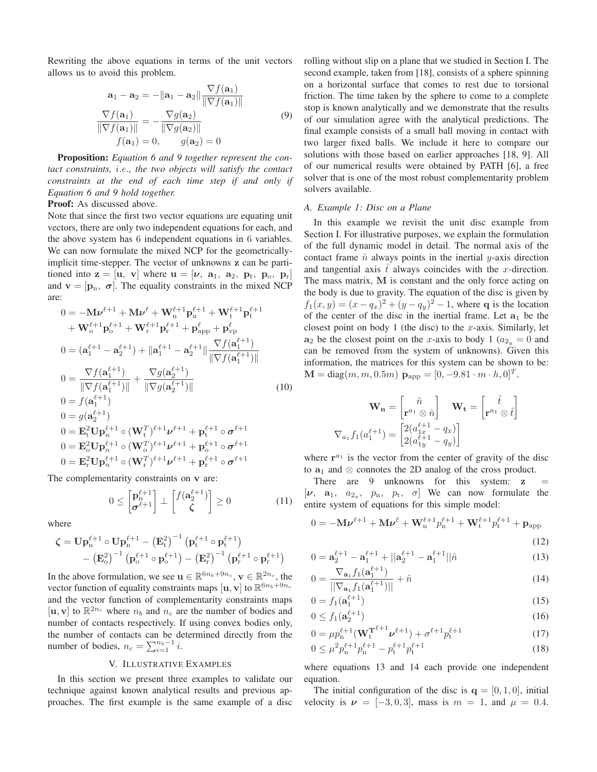Rewriting the above equations in terms of the unit vectors allows us to avoid this problem.

$$
\begin{aligned}
\mathbf{a}_1 - \mathbf{a}_2 &= -\|\mathbf{a}_1 - \mathbf{a}_2\| \frac{\nabla f(\mathbf{a}_1)}{\|\nabla f(\mathbf{a}_1)\|} \\
\frac{\nabla f(\mathbf{a}_1)}{\|\nabla f(\mathbf{a}_1)\|} &= -\frac{\nabla g(\mathbf{a}_2)}{\|\nabla g(\mathbf{a}_2)\|} \\
f(\mathbf{a}_1) = 0, &\qquad g(\mathbf{a}_2) = 0
\end{aligned}
\tag{9}
$$

**Proposition:** *Equation 6 and 9 together represent the contact constraints, i.e., the two objects will satisfy the contact constraints at the end of each time step if and only if Equation 6 and 9 hold together.*

**Proof:** As discussed above.

Note that since the first two vector equations are equating unit vectors, there are only two independent equations for each, and the above system has 6 independent equations in 6 variables. We can now formulate the mixed NCP for the geometrically-implicit time-stepper. The vector of unknowns $\mathbf{z}$ can be partitioned into $\mathbf{z} = [\mathbf{u},\ \mathbf{v}]$ where $\mathbf{u} = [\boldsymbol{\nu},\ \mathbf{a}_1,\ \mathbf{a}_2,\ \mathbf{p}_t,\ \mathbf{p}_o,\ \mathbf{p}_r]$ and $\mathbf{v} = [\mathbf{p}_n,\ \boldsymbol{\sigma}]$. The equality constraints in the mixed NCP are:

$$
\begin{aligned}
0 &= -\mathbf{M}\boldsymbol{\nu}^{\ell+1} + \mathbf{M}\boldsymbol{\nu}^{\ell} + \mathbf{W}_n^{\ell+1}\mathbf{p}_n^{\ell+1} + \mathbf{W}_t^{\ell+1}\mathbf{p}_t^{\ell+1} \\
&\quad + \mathbf{W}_o^{\ell+1}\mathbf{p}_o^{\ell+1} + \mathbf{W}_r^{\ell+1}\mathbf{p}_r^{\ell+1} + \mathbf{p}_{\text{app}}^{\ell} + \mathbf{p}_{\text{vp}}^{\ell} \\
0 &= (\mathbf{a}_1^{\ell+1} - \mathbf{a}_2^{\ell+1}) + \|\mathbf{a}_1^{\ell+1} - \mathbf{a}_2^{\ell+1}\| \frac{\nabla f(\mathbf{a}_1^{\ell+1})}{\|\nabla f(\mathbf{a}_1^{\ell+1})\|} \\
0 &= \frac{\nabla f(\mathbf{a}_1^{\ell+1})}{\|\nabla f(\mathbf{a}_1^{\ell+1})\|} + \frac{\nabla g(\mathbf{a}_2^{\ell+1})}{\|\nabla g(\mathbf{a}_2^{\ell+1})\|} \\
0 &= f(\mathbf{a}_1^{\ell+1}) \\
0 &= g(\mathbf{a}_2^{\ell+1}) \\
0 &= \mathbf{E}_t^2 \mathbf{U}\mathbf{p}_n^{\ell+1} \circ (\mathbf{W}_t^T)^{\ell+1}\boldsymbol{\nu}^{\ell+1} + \mathbf{p}_t^{\ell+1} \circ \boldsymbol{\sigma}^{\ell+1} \\
0 &= \mathbf{E}_o^2 \mathbf{U}\mathbf{p}_n^{\ell+1} \circ (\mathbf{W}_o^T)^{\ell+1}\boldsymbol{\nu}^{\ell+1} + \mathbf{p}_o^{\ell+1} \circ \boldsymbol{\sigma}^{\ell+1} \\
0 &= \mathbf{E}_r^2 \mathbf{U}\mathbf{p}_n^{\ell+1} \circ (\mathbf{W}_r^T)^{\ell+1}\boldsymbol{\nu}^{\ell+1} + \mathbf{p}_r^{\ell+1} \circ \boldsymbol{\sigma}^{\ell+1}
\end{aligned}
\tag{10}
$$

The complementarity constraints on $\mathbf{v}$ are:

$$
0 \leq \begin{bmatrix} \mathbf{p}_n^{\ell+1} \\ \boldsymbol{\sigma}^{\ell+1} \end{bmatrix} \perp \begin{bmatrix} f(\mathbf{a}_2^{\ell+1}) \\ \boldsymbol{\zeta} \end{bmatrix} \geq 0 \tag{11}
$$

where

$$
\begin{aligned}
\boldsymbol{\zeta} &= \mathbf{U}\mathbf{p}_n^{\ell+1} \circ \mathbf{U}\mathbf{p}_n^{\ell+1} - \left(\mathbf{E}_t^2\right)^{-1}\left(\mathbf{p}_t^{\ell+1} \circ \mathbf{p}_t^{\ell+1}\right) \\
&\quad - \left(\mathbf{E}_o^2\right)^{-1}\left(\mathbf{p}_o^{\ell+1} \circ \mathbf{p}_o^{\ell+1}\right) - \left(\mathbf{E}_r^2\right)^{-1}\left(\mathbf{p}_r^{\ell+1} \circ \mathbf{p}_r^{\ell+1}\right)
\end{aligned}
$$

In the above formulation, we see $\mathbf{u} \in \mathbb{R}^{6n_b+9n_c}$, $\mathbf{v} \in \mathbb{R}^{2n_c}$, the vector function of equality constraints maps $[\mathbf{u}, \mathbf{v}]$ to $\mathbb{R}^{6n_b+9n_c}$ and the vector function of complementarity constraints maps $[\mathbf{u}, \mathbf{v}]$ to $\mathbb{R}^{2n_c}$ where $n_b$ and $n_c$ are the number of bodies and number of contacts respectively. If using convex bodies only, the number of contacts can be determined directly from the number of bodies, $n_c = \sum_{i=1}^{n_b-1} i$.

## V. Illustrative Examples

In this section we present three examples to validate our technique against known analytical results and previous approaches. The first example is the same example of a disc rolling without slip on a plane that we studied in Section I. The second example, taken from [18], consists of a sphere spinning on a horizontal surface that comes to rest due to torsional friction. The time taken by the sphere to come to a complete stop is known analytically and we demonstrate that the results of our simulation agree with the analytical predictions. The final example consists of a small ball moving in contact with two larger fixed balls. We include it here to compare our solutions with those based on earlier approaches [18, 9]. All of our numerical results were obtained by PATH [6], a free solver that is one of the most robust complementarity problem solvers available.

### A. Example 1: Disc on a Plane

In this example we revisit the unit disc example from Section I. For illustrative purposes, we explain the formulation of the full dynamic model in detail. The normal axis of the contact frame $\hat{n}$ always points in the inertial $y$-axis direction and tangential axis $\hat{t}$ always coincides with the $x$-direction. The mass matrix, $\mathbf{M}$ is constant and the only force acting on the body is due to gravity. The equation of the disc is given by $f_1(x, y) = (x - q_x)^2 + (y - q_y)^2 - 1$, where $\mathbf{q}$ is the location of the center of the disc in the inertial frame. Let $\mathbf{a}_1$ be the closest point on body 1 (the disc) to the $x$-axis. Similarly, let $\mathbf{a}_2$ be the closest point on the $x$-axis to body 1 ($a_{2_y} = 0$ and can be removed from the system of unknowns). Given this information, the matrices for this system can be shown to be: $\mathbf{M} = \text{diag}(m, m, 0.5m)$ $\mathbf{p}_{\text{app}} = [0, -9.81 \cdot m \cdot h, 0]^T$.

$$
\mathbf{W_n} = \begin{bmatrix} \hat{n} \\ \mathbf{r}^{a_1} \otimes \hat{n} \end{bmatrix} \quad \mathbf{W_t} = \begin{bmatrix} \hat{t} \\ \mathbf{r}^{a_1} \otimes \hat{t} \end{bmatrix}
$$

$$
\nabla_{a_1} f_1(a_1^{\ell+1}) = \begin{bmatrix} 2(a_{1x}^{\ell+1} - q_x) \\ 2(a_{1y}^{\ell+1} - q_y) \end{bmatrix}
$$

where $\mathbf{r}^{a_1}$ is the vector from the center of gravity of the disc to $\mathbf{a}_1$ and $\otimes$ connotes the 2D analog of the cross product.

There are 9 unknowns for this system: $\mathbf{z} = [\boldsymbol{\nu},\ \mathbf{a}_1,\ a_{2_x},\ p_n,\ p_t,\ \sigma]$ We can now formulate the entire system of equations for this simple model:

$$
0 = -\mathbf{M}\boldsymbol{\nu}^{\ell+1} + \mathbf{M}\boldsymbol{\nu}^{\ell} + \mathbf{W}_n^{\ell+1} p_n^{\ell+1} + \mathbf{W}_t^{\ell+1} p_t^{\ell+1} + \mathbf{p}_{\text{app}} \tag{12}
$$

$$
0 = \mathbf{a}_2^{\ell+1} - \mathbf{a}_1^{\ell+1} + ||\mathbf{a}_2^{\ell+1} - \mathbf{a}_1^{\ell+1}||\hat{n} \tag{13}
$$

$$
0 = \frac{\nabla_{\mathbf{a}_1} f_1(\mathbf{a}_1^{\ell+1})}{||\nabla_{\mathbf{a}_1} f_1(\mathbf{a}_1^{\ell+1})||} + \hat{n} \tag{14}
$$

$$
0 = f_1(\mathbf{a}_1^{\ell+1}) \tag{15}
$$

$$
0 \leq f_1(\mathbf{a}_2^{\ell+1}) \tag{16}
$$

$$
0 = \mu p_n^{\ell+1}(\mathbf{W}_t^{\mathbf{T}\,\ell+1}\boldsymbol{\nu}^{\ell+1}) + \sigma^{\ell+1} p_t^{\ell+1} \tag{17}
$$

$$
0 \leq \mu^2 p_n^{\ell+1} p_n^{\ell+1} - p_t^{\ell+1} p_t^{\ell+1} \tag{18}
$$

where equations 13 and 14 each provide one independent equation.

The initial configuration of the disc is $\mathbf{q} = [0, 1, 0]$, initial velocity is $\boldsymbol{\nu} = [-3, 0, 3]$, mass is $m = 1$, and $\mu = 0.4$.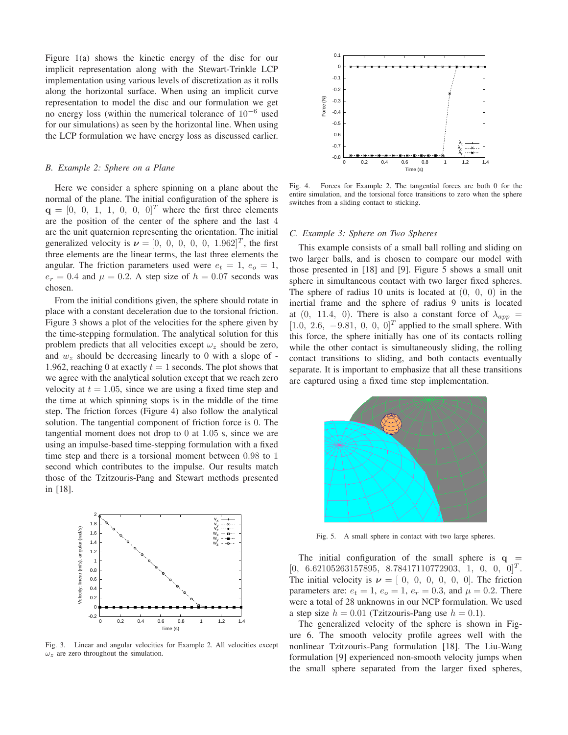Figure 1(a) shows the kinetic energy of the disc for our implicit representation along with the Stewart-Trinkle LCP implementation using various levels of discretization as it rolls along the horizontal surface. When using an implicit curve representation to model the disc and our formulation we get no energy loss (within the numerical tolerance of $10^{-6}$ used for our simulations) as seen by the horizontal line. When using the LCP formulation we have energy loss as discussed earlier.

### B. Example 2: Sphere on a Plane

Here we consider a sphere spinning on a plane about the normal of the plane. The initial configuration of the sphere is $\mathbf{q} = [0,\ 0,\ 1,\ 1,\ 0,\ 0,\ 0]^T$ where the first three elements are the position of the center of the sphere and the last 4 are the unit quaternion representing the orientation. The initial generalized velocity is $\boldsymbol{\nu} = [0,\ 0,\ 0,\ 0,\ 0,\ 1.962]^T$, the first three elements are the linear terms, the last three elements the angular. The friction parameters used were $e_t = 1$, $e_o = 1$, $e_r = 0.4$ and $\mu = 0.2$. A step size of $h = 0.07$ seconds was chosen.

From the initial conditions given, the sphere should rotate in place with a constant deceleration due to the torsional friction. Figure 3 shows a plot of the velocities for the sphere given by the time-stepping formulation. The analytical solution for this problem predicts that all velocities except $\omega_z$ should be zero, and $w_z$ should be decreasing linearly to 0 with a slope of -1.962, reaching 0 at exactly $t = 1$ seconds. The plot shows that we agree with the analytical solution except that we reach zero velocity at $t = 1.05$, since we are using a fixed time step and the time at which spinning stops is in the middle of the time step. The friction forces (Figure 4) also follow the analytical solution. The tangential component of friction force is 0. The tangential moment does not drop to 0 at 1.05 s, since we are using an impulse-based time-stepping formulation with a fixed time step and there is a torsional moment between 0.98 to 1 second which contributes to the impulse. Our results match those of the Tzitzouris-Pang and Stewart methods presented in [18].

Fig. 3. Linear and angular velocities for Example 2. All velocities except $\omega_z$ are zero throughout the simulation.

Fig. 4. Forces for Example 2. The tangential forces are both 0 for the entire simulation, and the torsional force transitions to zero when the sphere switches from a sliding contact to sticking.

### C. Example 3: Sphere on Two Spheres

This example consists of a small ball rolling and sliding on two larger balls, and is chosen to compare our model with those presented in [18] and [9]. Figure 5 shows a small unit sphere in simultaneous contact with two larger fixed spheres. The sphere of radius 10 units is located at $(0,\ 0,\ 0)$ in the inertial frame and the sphere of radius 9 units is located at $(0,\ 11.4,\ 0)$. There is also a constant force of $\lambda_{app} = [1.0,\ 2.6,\ -9.81,\ 0,\ 0,\ 0]^T$ applied to the small sphere. With this force, the sphere initially has one of its contacts rolling while the other contact is simultaneously sliding, the rolling contact transitions to sliding, and both contacts eventually separate. It is important to emphasize that all these transitions are captured using a fixed time step implementation.

Fig. 5. A small sphere in contact with two large spheres.

The initial configuration of the small sphere is $\mathbf{q} = [0,\ 6.62105263157895,\ 8.78417110772903,\ 1,\ 0,\ 0,\ 0]^T$. The initial velocity is $\boldsymbol{\nu} = [\ 0,\ 0,\ 0,\ 0,\ 0,\ 0]$. The friction parameters are: $e_t = 1$, $e_o = 1$, $e_r = 0.3$, and $\mu = 0.2$. There were a total of 28 unknowns in our NCP formulation. We used a step size $h = 0.01$ (Tzitzouris-Pang use $h = 0.1$).

The generalized velocity of the sphere is shown in Figure 6. The smooth velocity profile agrees well with the nonlinear Tzitzouris-Pang formulation [18]. The Liu-Wang formulation [9] experienced non-smooth velocity jumps when the small sphere separated from the larger fixed spheres,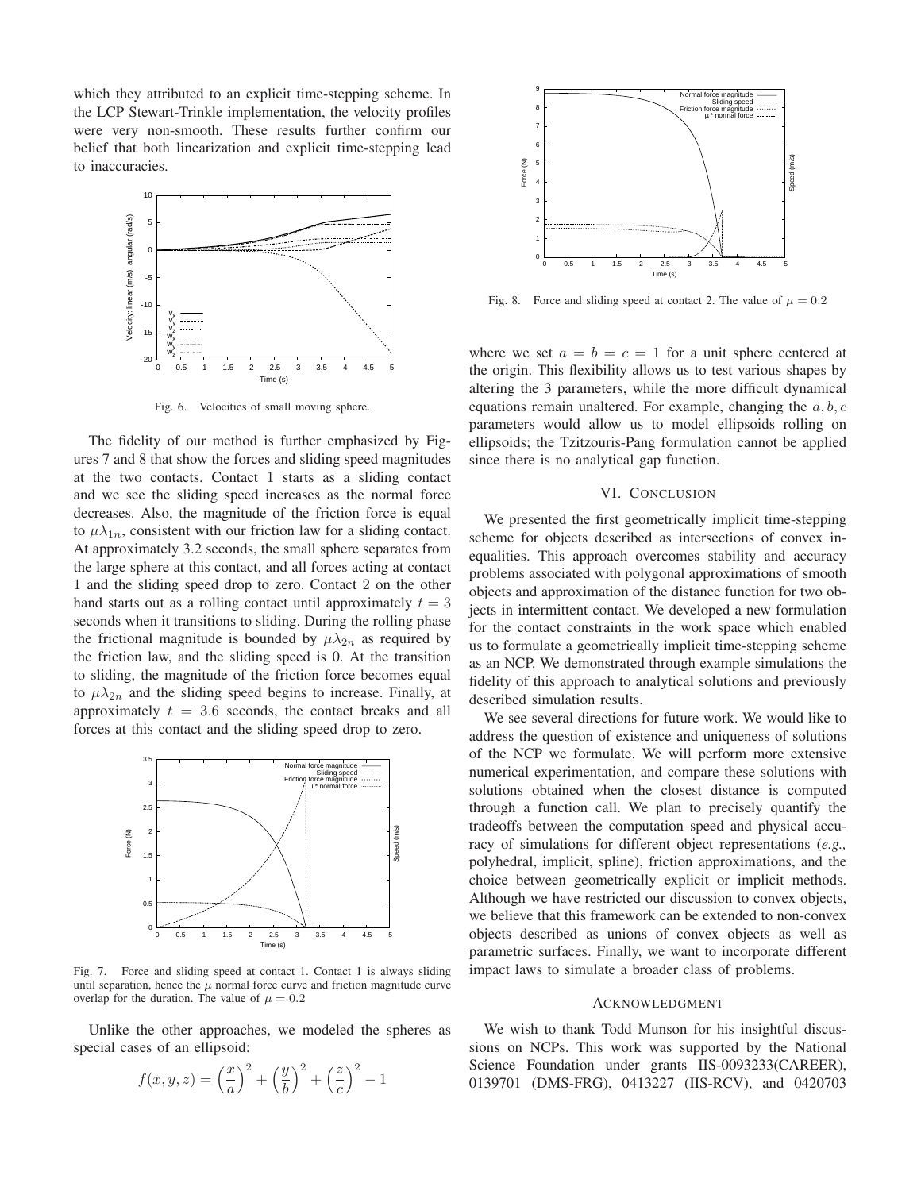which they attributed to an explicit time-stepping scheme. In the LCP Stewart-Trinkle implementation, the velocity profiles were very non-smooth. These results further confirm our belief that both linearization and explicit time-stepping lead to inaccuracies.

Fig. 6. Velocities of small moving sphere.

The fidelity of our method is further emphasized by Figures 7 and 8 that show the forces and sliding speed magnitudes at the two contacts. Contact 1 starts as a sliding contact and we see the sliding speed increases as the normal force decreases. Also, the magnitude of the friction force is equal to $\mu\lambda_{1n}$, consistent with our friction law for a sliding contact. At approximately 3.2 seconds, the small sphere separates from the large sphere at this contact, and all forces acting at contact 1 and the sliding speed drop to zero. Contact 2 on the other hand starts out as a rolling contact until approximately $t = 3$ seconds when it transitions to sliding. During the rolling phase the frictional magnitude is bounded by $\mu\lambda_{2n}$ as required by the friction law, and the sliding speed is 0. At the transition to sliding, the magnitude of the friction force becomes equal to $\mu\lambda_{2n}$ and the sliding speed begins to increase. Finally, at approximately $t = 3.6$ seconds, the contact breaks and all forces at this contact and the sliding speed drop to zero.

Fig. 7. Force and sliding speed at contact 1. Contact 1 is always sliding until separation, hence the $\mu$ normal force curve and friction magnitude curve overlap for the duration. The value of $\mu = 0.2$

Unlike the other approaches, we modeled the spheres as special cases of an ellipsoid:

$$f(x, y, z) = \left(\frac{x}{a}\right)^2 + \left(\frac{y}{b}\right)^2 + \left(\frac{z}{c}\right)^2 - 1$$

Fig. 8. Force and sliding speed at contact 2. The value of $\mu = 0.2$

where we set $a = b = c = 1$ for a unit sphere centered at the origin. This flexibility allows us to test various shapes by altering the 3 parameters, while the more difficult dynamical equations remain unaltered. For example, changing the $a, b, c$ parameters would allow us to model ellipsoids rolling on ellipsoids; the Tzitzouris-Pang formulation cannot be applied since there is no analytical gap function.

## VI. Conclusion

We presented the first geometrically implicit time-stepping scheme for objects described as intersections of convex inequalities. This approach overcomes stability and accuracy problems associated with polygonal approximations of smooth objects and approximation of the distance function for two objects in intermittent contact. We developed a new formulation for the contact constraints in the work space which enabled us to formulate a geometrically implicit time-stepping scheme as an NCP. We demonstrated through example simulations the fidelity of this approach to analytical solutions and previously described simulation results.

We see several directions for future work. We would like to address the question of existence and uniqueness of solutions of the NCP we formulate. We will perform more extensive numerical experimentation, and compare these solutions with solutions obtained when the closest distance is computed through a function call. We plan to precisely quantify the tradeoffs between the computation speed and physical accuracy of simulations for different object representations (*e.g.,* polyhedral, implicit, spline), friction approximations, and the choice between geometrically explicit or implicit methods. Although we have restricted our discussion to convex objects, we believe that this framework can be extended to non-convex objects described as unions of convex objects as well as parametric surfaces. Finally, we want to incorporate different impact laws to simulate a broader class of problems.

## Acknowledgment

We wish to thank Todd Munson for his insightful discussions on NCPs. This work was supported by the National Science Foundation under grants IIS-0093233(CAREER), 0139701 (DMS-FRG), 0413227 (IIS-RCV), and 0420703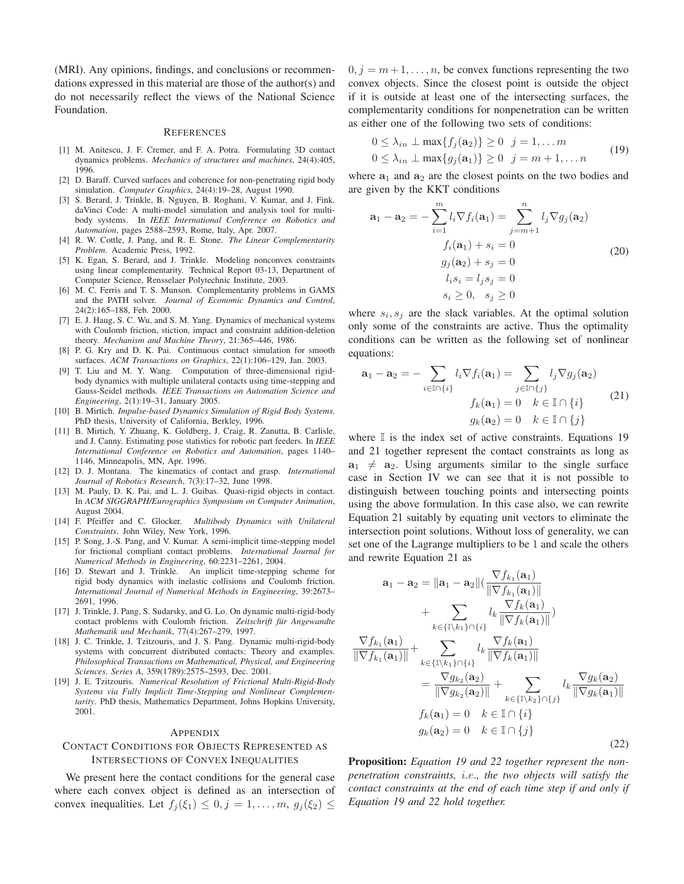(MRI). Any opinions, findings, and conclusions or recommendations expressed in this material are those of the author(s) and do not necessarily reflect the views of the National Science Foundation.

## REFERENCES

- [1] M. Anitescu, J. F. Cremer, and F. A. Potra. Formulating 3D contact dynamics problems. *Mechanics of structures and machines*, 24(4):405, 1996.
- [2] D. Baraff. Curved surfaces and coherence for non-penetrating rigid body simulation. *Computer Graphics*, 24(4):19–28, August 1990.
- [3] S. Berard, J. Trinkle, B. Nguyen, B. Roghani, V. Kumar, and J. Fink. daVinci Code: A multi-model simulation and analysis tool for multi-body systems. In *IEEE International Conference on Robotics and Automation*, pages 2588–2593, Rome, Italy, Apr. 2007.
- [4] R. W. Cottle, J. Pang, and R. E. Stone. *The Linear Complementarity Problem*. Academic Press, 1992.
- [5] K. Egan, S. Berard, and J. Trinkle. Modeling nonconvex constraints using linear complementarity. Technical Report 03-13, Department of Computer Science, Rensselaer Polytechnic Institute, 2003.
- [6] M. C. Ferris and T. S. Munson. Complementarity problems in GAMS and the PATH solver. *Journal of Economic Dynamics and Control*, 24(2):165–188, Feb. 2000.
- [7] E. J. Haug, S. C. Wu, and S. M. Yang. Dynamics of mechanical systems with Coulomb friction, stiction, impact and constraint addition-deletion theory. *Mechanism and Machine Theory*, 21:365–446, 1986.
- [8] P. G. Kry and D. K. Pai. Continuous contact simulation for smooth surfaces. *ACM Transactions on Graphics*, 22(1):106–129, Jan. 2003.
- [9] T. Liu and M. Y. Wang. Computation of three-dimensional rigid-body dynamics with multiple unilateral contacts using time-stepping and Gauss-Seidel methods. *IEEE Transactions on Automation Science and Engineering*, 2(1):19–31, January 2005.
- [10] B. Mirtich. *Impulse-based Dynamics Simulation of Rigid Body Systems*. PhD thesis, University of California, Berkley, 1996.
- [11] B. Mirtich, Y. Zhuang, K. Goldberg, J. Craig, R. Zanutta, B. Carlisle, and J. Canny. Estimating pose statistics for robotic part feeders. In *IEEE International Conference on Robotics and Automation*, pages 1140–1146, Minneapolis, MN, Apr. 1996.
- [12] D. J. Montana. The kinematics of contact and grasp. *International Journal of Robotics Research*, 7(3):17–32, June 1998.
- [13] M. Pauly, D. K. Pai, and L. J. Guibas. Quasi-rigid objects in contact. In *ACM SIGGRAPH/Eurographics Symposium on Computer Animation*, August 2004.
- [14] F. Pfeiffer and C. Glocker. *Multibody Dynamics with Unilateral Constraints*. John Wiley, New York, 1996.
- [15] P. Song, J.-S. Pang, and V. Kumar. A semi-implicit time-stepping model for frictional compliant contact problems. *International Journal for Numerical Methods in Engineering*, 60:2231–2261, 2004.
- [16] D. Stewart and J. Trinkle. An implicit time-stepping scheme for rigid body dynamics with inelastic collisions and Coulomb friction. *International Journal of Numerical Methods in Engineering*, 39:2673–2691, 1996.
- [17] J. Trinkle, J. Pang, S. Sudarsky, and G. Lo. On dynamic multi-rigid-body contact problems with Coulomb friction. *Zeitschrift für Angewandte Mathematik und Mechanik*, 77(4):267–279, 1997.
- [18] J. C. Trinkle, J. Tzitzouris, and J. S. Pang. Dynamic multi-rigid-body systems with concurrent distributed contacts: Theory and examples. *Philosophical Transactions on Mathematical, Physical, and Engineering Sciences, Series A*, 359(1789):2575–2593, Dec. 2001.
- [19] J. E. Tzitzouris. *Numerical Resolution of Frictional Multi-Rigid-Body Systems via Fully Implicit Time-Stepping and Nonlinear Complementarity*. PhD thesis, Mathematics Department, Johns Hopkins University, 2001.

## APPENDIX

## CONTACT CONDITIONS FOR OBJECTS REPRESENTED AS INTERSECTIONS OF CONVEX INEQUALITIES

We present here the contact conditions for the general case where each convex object is defined as an intersection of convex inequalities. Let $f_j(\xi_1) \leq 0, j = 1, \ldots, m$, $g_j(\xi_2) \leq 0, j = m+1, \ldots, n$, be convex functions representing the two convex objects. Since the closest point is outside the object if it is outside at least one of the intersecting surfaces, the complementarity conditions for nonpenetration can be written as either one of the following two sets of conditions:

$$
\begin{aligned}
0 \leq \lambda_{in} \perp \max\{f_j(\mathbf{a}_2)\} \geq 0 \quad j = 1, \ldots m \\
0 \leq \lambda_{in} \perp \max\{g_j(\mathbf{a}_1)\} \geq 0 \quad j = m+1, \ldots n
\end{aligned}
\tag{19}
$$

where $\mathbf{a}_1$ and $\mathbf{a}_2$ are the closest points on the two bodies and are given by the KKT conditions

$$
\begin{aligned}
\mathbf{a}_1 - \mathbf{a}_2 = -\sum_{i=1}^{m} l_i \nabla f_i(\mathbf{a}_1) &= \sum_{j=m+1}^{n} l_j \nabla g_j(\mathbf{a}_2) \\
f_i(\mathbf{a}_1) + s_i &= 0 \\
g_j(\mathbf{a}_2) + s_j &= 0 \\
l_i s_i = l_j s_j &= 0 \\
s_i \geq 0, \quad s_j &\geq 0
\end{aligned}
\tag{20}
$$

where $s_i, s_j$ are the slack variables. At the optimal solution only some of the constraints are active. Thus the optimality conditions can be written as the following set of nonlinear equations:

$$
\begin{aligned}
\mathbf{a}_1 - \mathbf{a}_2 = -\sum_{i \in \mathbb{I} \cap \{i\}} l_i \nabla f_i(\mathbf{a}_1) &= \sum_{j \in \mathbb{I} \cap \{j\}} l_j \nabla g_j(\mathbf{a}_2) \\
f_k(\mathbf{a}_1) &= 0 \quad k \in \mathbb{I} \cap \{i\} \\
g_k(\mathbf{a}_2) &= 0 \quad k \in \mathbb{I} \cap \{j\}
\end{aligned}
\tag{21}
$$

where $\mathbb{I}$ is the index set of active constraints. Equations 19 and 21 together represent the contact constraints as long as $\mathbf{a}_1 \neq \mathbf{a}_2$. Using arguments similar to the single surface case in Section IV we can see that it is not possible to distinguish between touching points and intersecting points using the above formulation. In this case also, we can rewrite Equation 21 suitably by equating unit vectors to eliminate the intersection point solutions. Without loss of generality, we can set one of the Lagrange multipliers to be 1 and scale the others and rewrite Equation 21 as

$$
\begin{aligned}
\mathbf{a}_1 - \mathbf{a}_2 &= \|\mathbf{a}_1 - \mathbf{a}_2\| \Big( \frac{\nabla f_{k_1}(\mathbf{a}_1)}{\|\nabla f_{k_1}(\mathbf{a}_1)\|} + \sum_{k \in \{\mathbb{I} \setminus k_1\} \cap \{i\}} l_k \frac{\nabla f_k(\mathbf{a}_1)}{\|\nabla f_k(\mathbf{a}_1)\|} \Big) \\
\frac{\nabla f_{k_1}(\mathbf{a}_1)}{\|\nabla f_{k_1}(\mathbf{a}_1)\|} + \sum_{k \in \{\mathbb{I} \setminus k_1\} \cap \{i\}} l_k \frac{\nabla f_k(\mathbf{a}_1)}{\|\nabla f_k(\mathbf{a}_1)\|} &= \frac{\nabla g_{k_2}(\mathbf{a}_2)}{\|\nabla g_{k_2}(\mathbf{a}_2)\|} + \sum_{k \in \{\mathbb{I} \setminus k_2\} \cap \{j\}} l_k \frac{\nabla g_k(\mathbf{a}_2)}{\|\nabla g_k(\mathbf{a}_1)\|} \\
f_k(\mathbf{a}_1) &= 0 \quad k \in \mathbb{I} \cap \{i\} \\
g_k(\mathbf{a}_2) &= 0 \quad k \in \mathbb{I} \cap \{j\}
\end{aligned}
\tag{22}
$$

**Proposition:** *Equation 19 and 22 together represent the non-penetration constraints, i.e., the two objects will satisfy the contact constraints at the end of each time step if and only if Equation 19 and 22 hold together.*